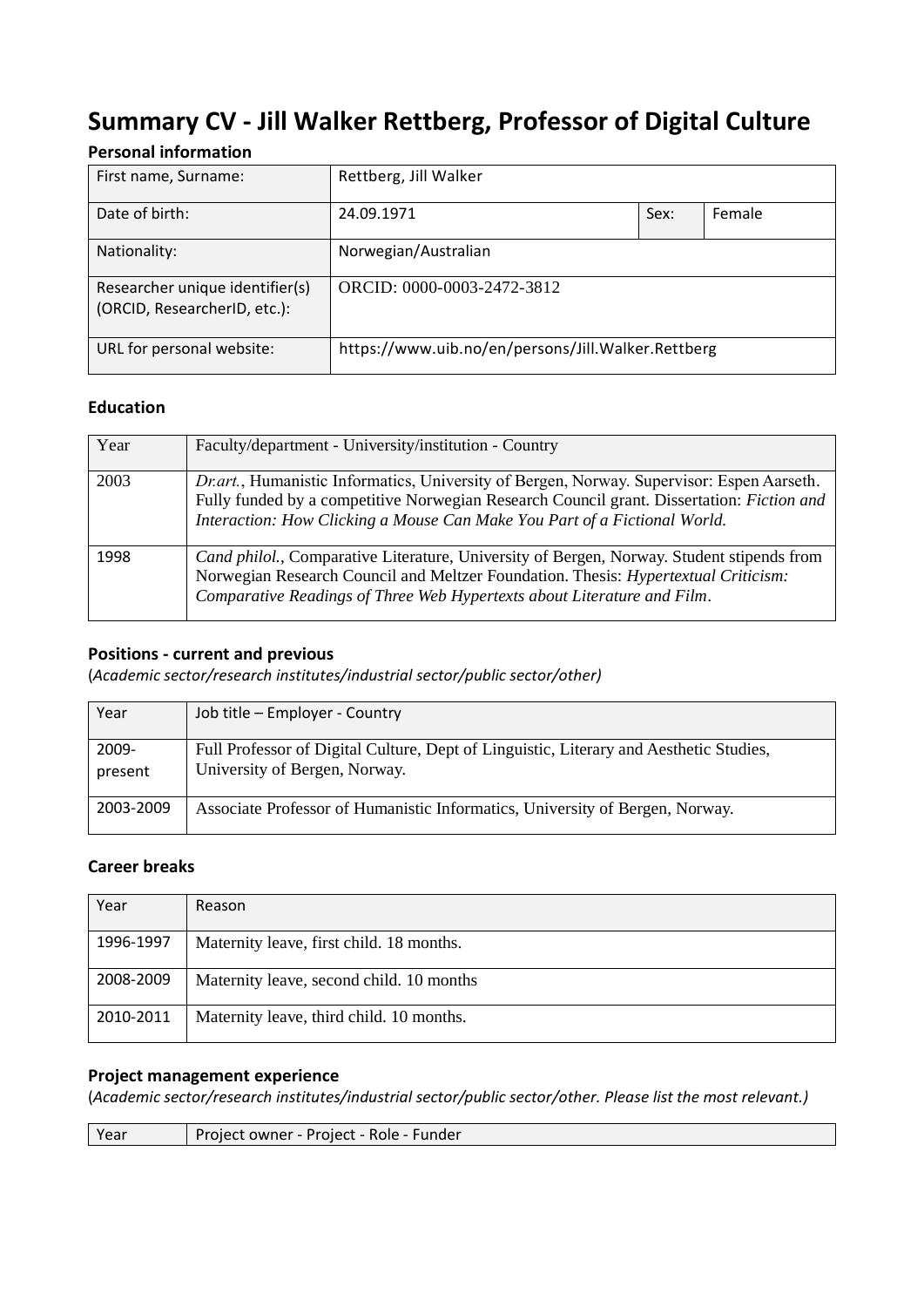# Summary CV - Jill Walker Rettberg, Professor of Digital Culture

## Personal information

| First name, Surname: | Rettberg, Jill Walker | | |
|---|---|---|---|
| Date of birth: | 24.09.1971 | Sex: | Female |
| Nationality: | Norwegian/Australian | | |
| Researcher unique identifier(s) (ORCID, ResearcherID, etc.): | ORCID: 0000-0003-2472-3812 | | |
| URL for personal website: | https://www.uib.no/en/persons/Jill.Walker.Rettberg | | |

## Education

| Year | Faculty/department - University/institution - Country |
|---|---|
| 2003 | *Dr.art.*, Humanistic Informatics, University of Bergen, Norway. Supervisor: Espen Aarseth. Fully funded by a competitive Norwegian Research Council grant. Dissertation: *Fiction and Interaction: How Clicking a Mouse Can Make You Part of a Fictional World.* |
| 1998 | *Cand philol.*, Comparative Literature, University of Bergen, Norway. Student stipends from Norwegian Research Council and Meltzer Foundation. Thesis: *Hypertextual Criticism: Comparative Readings of Three Web Hypertexts about Literature and Film*. |

## Positions - current and previous

(*Academic sector/research institutes/industrial sector/public sector/other)*

| Year | Job title – Employer - Country |
|---|---|
| 2009-present | Full Professor of Digital Culture, Dept of Linguistic, Literary and Aesthetic Studies, University of Bergen, Norway. |
| 2003-2009 | Associate Professor of Humanistic Informatics, University of Bergen, Norway. |

## Career breaks

| Year | Reason |
|---|---|
| 1996-1997 | Maternity leave, first child. 18 months. |
| 2008-2009 | Maternity leave, second child. 10 months |
| 2010-2011 | Maternity leave, third child. 10 months. |

## Project management experience

(*Academic sector/research institutes/industrial sector/public sector/other. Please list the most relevant.)*

| Year | Project owner - Project - Role - Funder |
|---|---|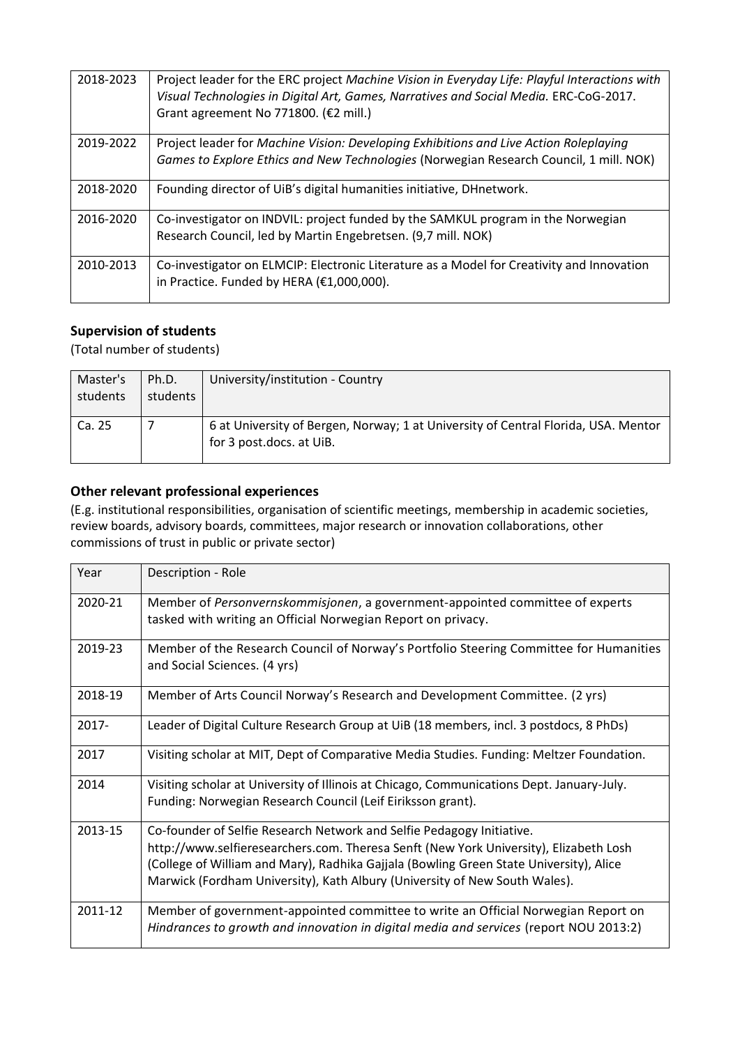| 2018-2023 | Project leader for the ERC project *Machine Vision in Everyday Life: Playful Interactions with Visual Technologies in Digital Art, Games, Narratives and Social Media.* ERC-CoG-2017. Grant agreement No 771800. (€2 mill.) |
|---|---|
| 2019-2022 | Project leader for *Machine Vision: Developing Exhibitions and Live Action Roleplaying Games to Explore Ethics and New Technologies* (Norwegian Research Council, 1 mill. NOK) |
| 2018-2020 | Founding director of UiB's digital humanities initiative, DHnetwork. |
| 2016-2020 | Co-investigator on INDVIL: project funded by the SAMKUL program in the Norwegian Research Council, led by Martin Engebretsen. (9,7 mill. NOK) |
| 2010-2013 | Co-investigator on ELMCIP: Electronic Literature as a Model for Creativity and Innovation in Practice. Funded by HERA (€1,000,000). |

### Supervision of students

(Total number of students)

| Master's students | Ph.D. students | University/institution - Country |
|---|---|---|
| Ca. 25 | 7 | 6 at University of Bergen, Norway; 1 at University of Central Florida, USA. Mentor for 3 post.docs. at UiB. |

### Other relevant professional experiences

(E.g. institutional responsibilities, organisation of scientific meetings, membership in academic societies, review boards, advisory boards, committees, major research or innovation collaborations, other commissions of trust in public or private sector)

| Year | Description - Role |
|---|---|
| 2020-21 | Member of *Personvernskommisjonen*, a government-appointed committee of experts tasked with writing an Official Norwegian Report on privacy. |
| 2019-23 | Member of the Research Council of Norway's Portfolio Steering Committee for Humanities and Social Sciences. (4 yrs) |
| 2018-19 | Member of Arts Council Norway's Research and Development Committee. (2 yrs) |
| 2017- | Leader of Digital Culture Research Group at UiB (18 members, incl. 3 postdocs, 8 PhDs) |
| 2017 | Visiting scholar at MIT, Dept of Comparative Media Studies. Funding: Meltzer Foundation. |
| 2014 | Visiting scholar at University of Illinois at Chicago, Communications Dept. January-July. Funding: Norwegian Research Council (Leif Eiriksson grant). |
| 2013-15 | Co-founder of Selfie Research Network and Selfie Pedagogy Initiative. http://www.selfieresearchers.com. Theresa Senft (New York University), Elizabeth Losh (College of William and Mary), Radhika Gajjala (Bowling Green State University), Alice Marwick (Fordham University), Kath Albury (University of New South Wales). |
| 2011-12 | Member of government-appointed committee to write an Official Norwegian Report on *Hindrances to growth and innovation in digital media and services* (report NOU 2013:2) |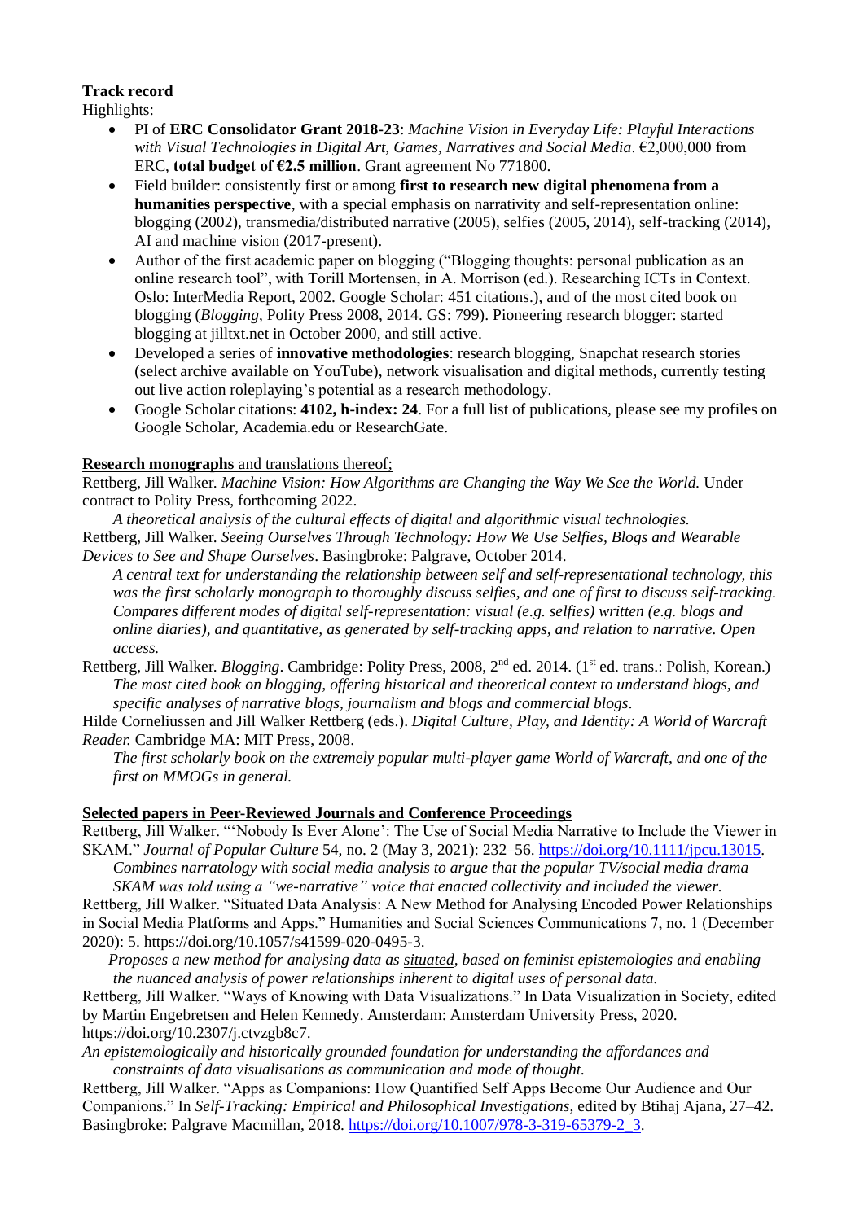**Track record**

Highlights:

- PI of **ERC Consolidator Grant 2018-23**: *Machine Vision in Everyday Life: Playful Interactions with Visual Technologies in Digital Art, Games, Narratives and Social Media*. €2,000,000 from ERC, **total budget of €2.5 million**. Grant agreement No 771800.
- Field builder: consistently first or among **first to research new digital phenomena from a humanities perspective**, with a special emphasis on narrativity and self-representation online: blogging (2002), transmedia/distributed narrative (2005), selfies (2005, 2014), self-tracking (2014), AI and machine vision (2017-present).
- Author of the first academic paper on blogging ("Blogging thoughts: personal publication as an online research tool", with Torill Mortensen, in A. Morrison (ed.). Researching ICTs in Context. Oslo: InterMedia Report, 2002. Google Scholar: 451 citations.), and of the most cited book on blogging (*Blogging*, Polity Press 2008, 2014. GS: 799). Pioneering research blogger: started blogging at jilltxt.net in October 2000, and still active.
- Developed a series of **innovative methodologies**: research blogging, Snapchat research stories (select archive available on YouTube), network visualisation and digital methods, currently testing out live action roleplaying's potential as a research methodology.
- Google Scholar citations: **4102, h-index: 24**. For a full list of publications, please see my profiles on Google Scholar, Academia.edu or ResearchGate.

**Research monographs** and translations thereof;

Rettberg, Jill Walker. *Machine Vision: How Algorithms are Changing the Way We See the World.* Under contract to Polity Press, forthcoming 2022.

*A theoretical analysis of the cultural effects of digital and algorithmic visual technologies.*

Rettberg, Jill Walker. *Seeing Ourselves Through Technology: How We Use Selfies, Blogs and Wearable Devices to See and Shape Ourselves*. Basingbroke: Palgrave, October 2014.

*A central text for understanding the relationship between self and self-representational technology, this was the first scholarly monograph to thoroughly discuss selfies, and one of first to discuss self-tracking. Compares different modes of digital self-representation: visual (e.g. selfies) written (e.g. blogs and online diaries), and quantitative, as generated by self-tracking apps, and relation to narrative. Open access.*

Rettberg, Jill Walker. *Blogging*. Cambridge: Polity Press, 2008, 2nd ed. 2014. (1st ed. trans.: Polish, Korean.)

*The most cited book on blogging, offering historical and theoretical context to understand blogs, and specific analyses of narrative blogs, journalism and blogs and commercial blogs.*

Hilde Corneliussen and Jill Walker Rettberg (eds.). *Digital Culture, Play, and Identity: A World of Warcraft Reader.* Cambridge MA: MIT Press, 2008.

*The first scholarly book on the extremely popular multi-player game World of Warcraft, and one of the first on MMOGs in general.*

**Selected papers in Peer-Reviewed Journals and Conference Proceedings**

Rettberg, Jill Walker. "'Nobody Is Ever Alone': The Use of Social Media Narrative to Include the Viewer in SKAM." *Journal of Popular Culture* 54, no. 2 (May 3, 2021): 232–56. https://doi.org/10.1111/jpcu.13015.

*Combines narratology with social media analysis to argue that the popular TV/social media drama SKAM was told using a "we-narrative" voice that enacted collectivity and included the viewer.*

Rettberg, Jill Walker. "Situated Data Analysis: A New Method for Analysing Encoded Power Relationships in Social Media Platforms and Apps." Humanities and Social Sciences Communications 7, no. 1 (December 2020): 5. https://doi.org/10.1057/s41599-020-0495-3.

*Proposes a new method for analysing data as situated, based on feminist epistemologies and enabling the nuanced analysis of power relationships inherent to digital uses of personal data.*

Rettberg, Jill Walker. "Ways of Knowing with Data Visualizations." In Data Visualization in Society, edited by Martin Engebretsen and Helen Kennedy. Amsterdam: Amsterdam University Press, 2020. https://doi.org/10.2307/j.ctvzgb8c7.

*An epistemologically and historically grounded foundation for understanding the affordances and constraints of data visualisations as communication and mode of thought.*

Rettberg, Jill Walker. "Apps as Companions: How Quantified Self Apps Become Our Audience and Our Companions." In *Self-Tracking: Empirical and Philosophical Investigations,* edited by Btihaj Ajana, 27–42. Basingbroke: Palgrave Macmillan, 2018. https://doi.org/10.1007/978-3-319-65379-2_3.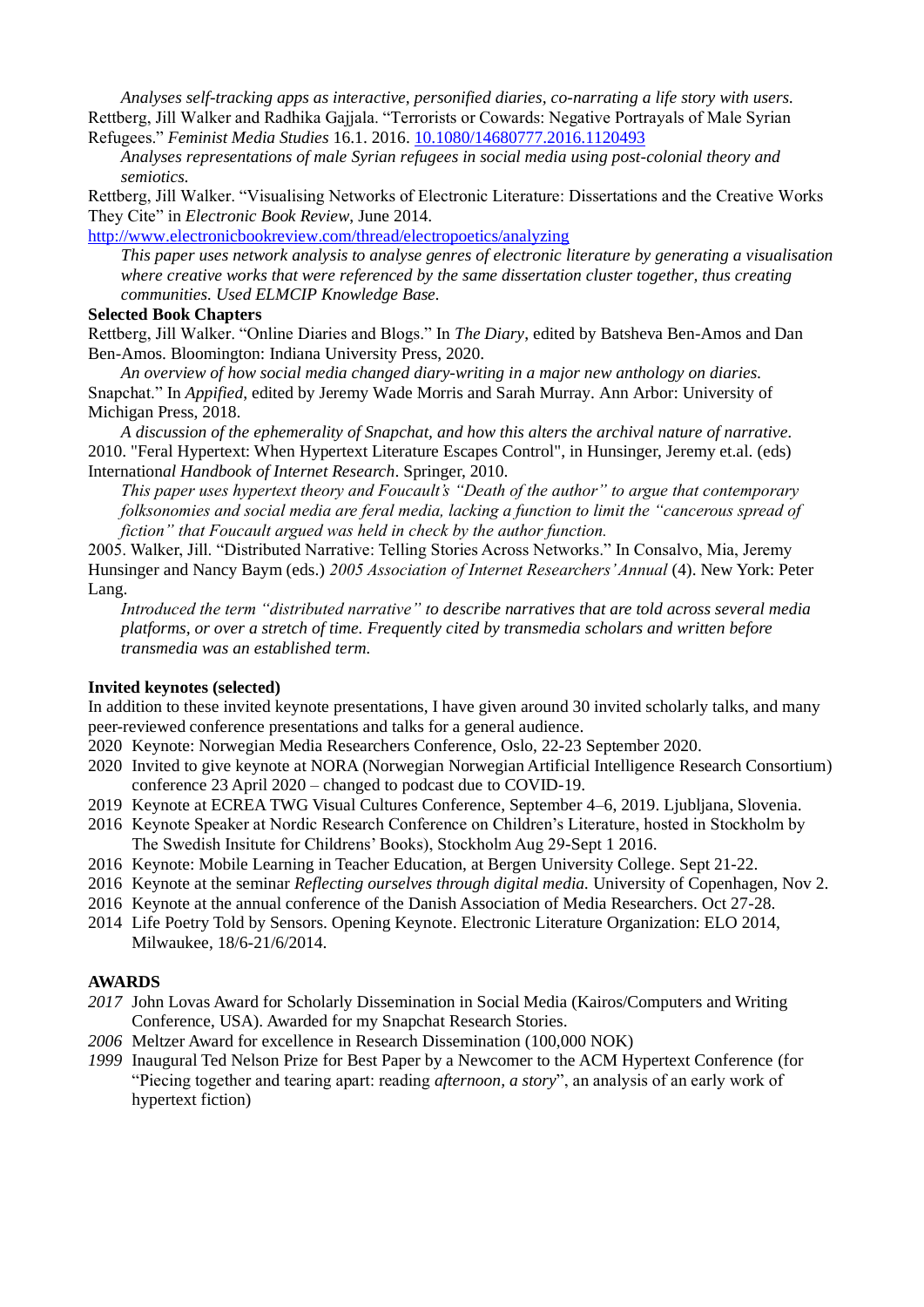*Analyses self-tracking apps as interactive, personified diaries, co-narrating a life story with users.*

Rettberg, Jill Walker and Radhika Gajjala. "Terrorists or Cowards: Negative Portrayals of Male Syrian Refugees." *Feminist Media Studies* 16.1. 2016. [10.1080/14680777.2016.1120493](https://doi.org/10.1080/14680777.2016.1120493)

*Analyses representations of male Syrian refugees in social media using post-colonial theory and semiotics.*

Rettberg, Jill Walker. "Visualising Networks of Electronic Literature: Dissertations and the Creative Works They Cite" in *Electronic Book Review*, June 2014. [http://www.electronicbookreview.com/thread/electropoetics/analyzing](http://www.electronicbookreview.com/thread/electropoetics/analyzing)

*This paper uses network analysis to analyse genres of electronic literature by generating a visualisation where creative works that were referenced by the same dissertation cluster together, thus creating communities. Used ELMCIP Knowledge Base.*

**Selected Book Chapters**

Rettberg, Jill Walker. "Online Diaries and Blogs." In *The Diary*, edited by Batsheva Ben-Amos and Dan Ben-Amos. Bloomington: Indiana University Press, 2020.

*An overview of how social media changed diary-writing in a major new anthology on diaries.*

Snapchat." In *Appified*, edited by Jeremy Wade Morris and Sarah Murray. Ann Arbor: University of Michigan Press, 2018.

*A discussion of the ephemerality of Snapchat, and how this alters the archival nature of narrative.*

2010. "Feral Hypertext: When Hypertext Literature Escapes Control", in Hunsinger, Jeremy et.al. (eds) Internation*al Handbook of Internet Research*. Springer, 2010.

*This paper uses hypertext theory and Foucault's "Death of the author" to argue that contemporary folksonomies and social media are feral media, lacking a function to limit the "cancerous spread of fiction" that Foucault argued was held in check by the author function.*

2005. Walker, Jill. "Distributed Narrative: Telling Stories Across Networks." In Consalvo, Mia, Jeremy Hunsinger and Nancy Baym (eds.) *2005 Association of Internet Researchers' Annual* (4). New York: Peter Lang.

*Introduced the term "distributed narrative" to describe narratives that are told across several media platforms, or over a stretch of time. Frequently cited by transmedia scholars and written before transmedia was an established term.*

**Invited keynotes (selected)**

In addition to these invited keynote presentations, I have given around 30 invited scholarly talks, and many peer-reviewed conference presentations and talks for a general audience.

- 2020 Keynote: Norwegian Media Researchers Conference, Oslo, 22-23 September 2020.
- 2020 Invited to give keynote at NORA (Norwegian Norwegian Artificial Intelligence Research Consortium) conference 23 April 2020 – changed to podcast due to COVID-19.
- 2019 Keynote at ECREA TWG Visual Cultures Conference, September 4–6, 2019. Ljubljana, Slovenia.
- 2016 Keynote Speaker at Nordic Research Conference on Children's Literature, hosted in Stockholm by The Swedish Insitute for Childrens' Books), Stockholm Aug 29-Sept 1 2016.
- 2016 Keynote: Mobile Learning in Teacher Education, at Bergen University College. Sept 21-22.
- 2016 Keynote at the seminar *Reflecting ourselves through digital media.* University of Copenhagen, Nov 2.
- 2016 Keynote at the annual conference of the Danish Association of Media Researchers. Oct 27-28.
- 2014 Life Poetry Told by Sensors. Opening Keynote. Electronic Literature Organization: ELO 2014, Milwaukee, 18/6-21/6/2014.

**AWARDS**

- *2017* John Lovas Award for Scholarly Dissemination in Social Media (Kairos/Computers and Writing Conference, USA). Awarded for my Snapchat Research Stories.
- *2006* Meltzer Award for excellence in Research Dissemination (100,000 NOK)
- *1999* Inaugural Ted Nelson Prize for Best Paper by a Newcomer to the ACM Hypertext Conference (for "Piecing together and tearing apart: reading *afternoon, a story*", an analysis of an early work of hypertext fiction)